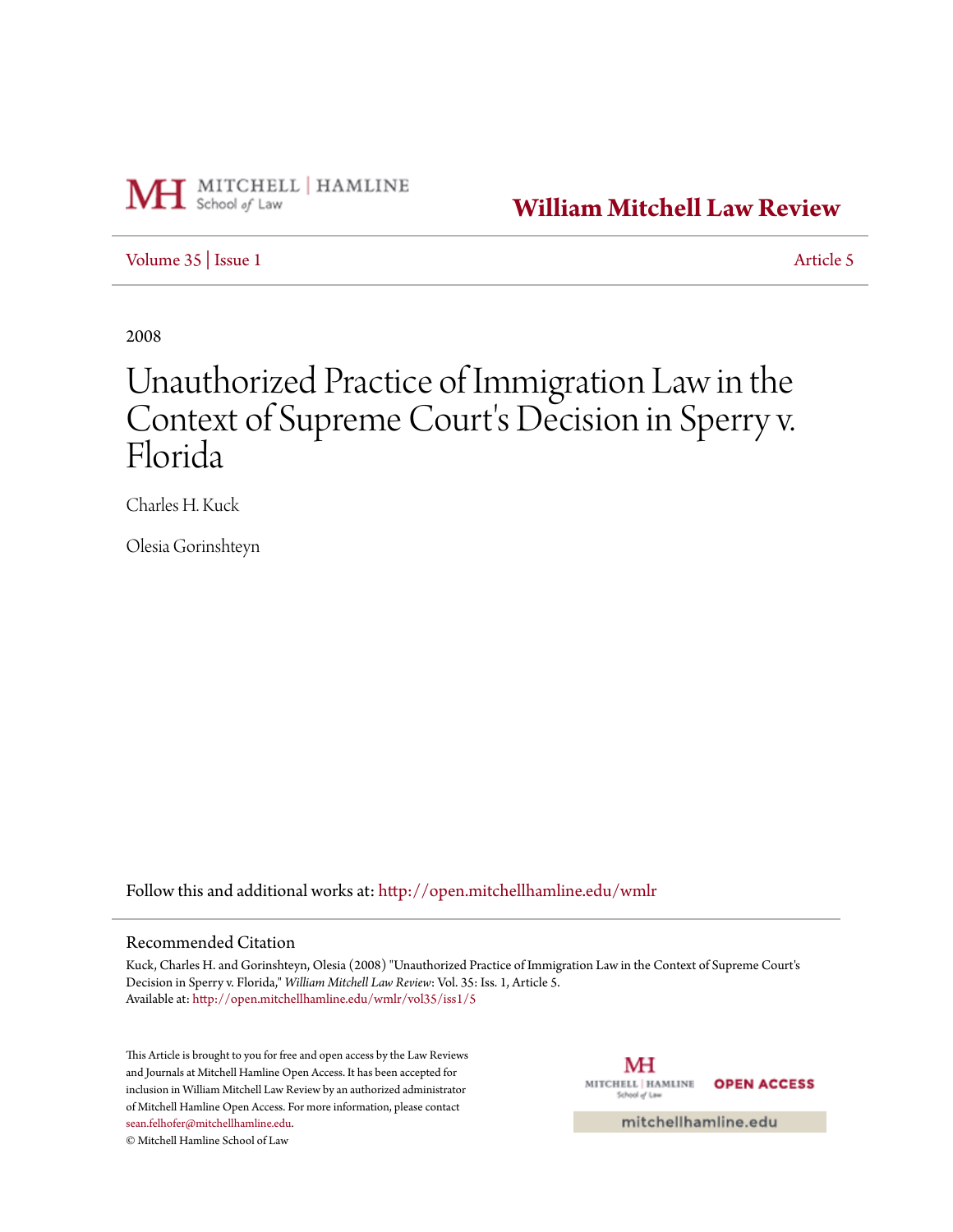William Mitchell Law Review

Volume 35 | Issue 1 Article 5

2008

# Unauthorized Practice of Immigration Law in the Context of Supreme Court's Decision in Sperry v. Florida

Charles H. Kuck

Olesia Gorinshteyn

Follow this and additional works at: http://open.mitchellhamline.edu/wmlr

## Recommended Citation

Kuck, Charles H. and Gorinshteyn, Olesia (2008) "Unauthorized Practice of Immigration Law in the Context of Supreme Court's Decision in Sperry v. Florida," *William Mitchell Law Review*: Vol. 35: Iss. 1, Article 5.
Available at: http://open.mitchellhamline.edu/wmlr/vol35/iss1/5

This Article is brought to you for free and open access by the Law Reviews and Journals at Mitchell Hamline Open Access. It has been accepted for inclusion in William Mitchell Law Review by an authorized administrator of Mitchell Hamline Open Access. For more information, please contact sean.felhofer@mitchellhamline.edu.
© Mitchell Hamline School of Law

mitchellhamline.edu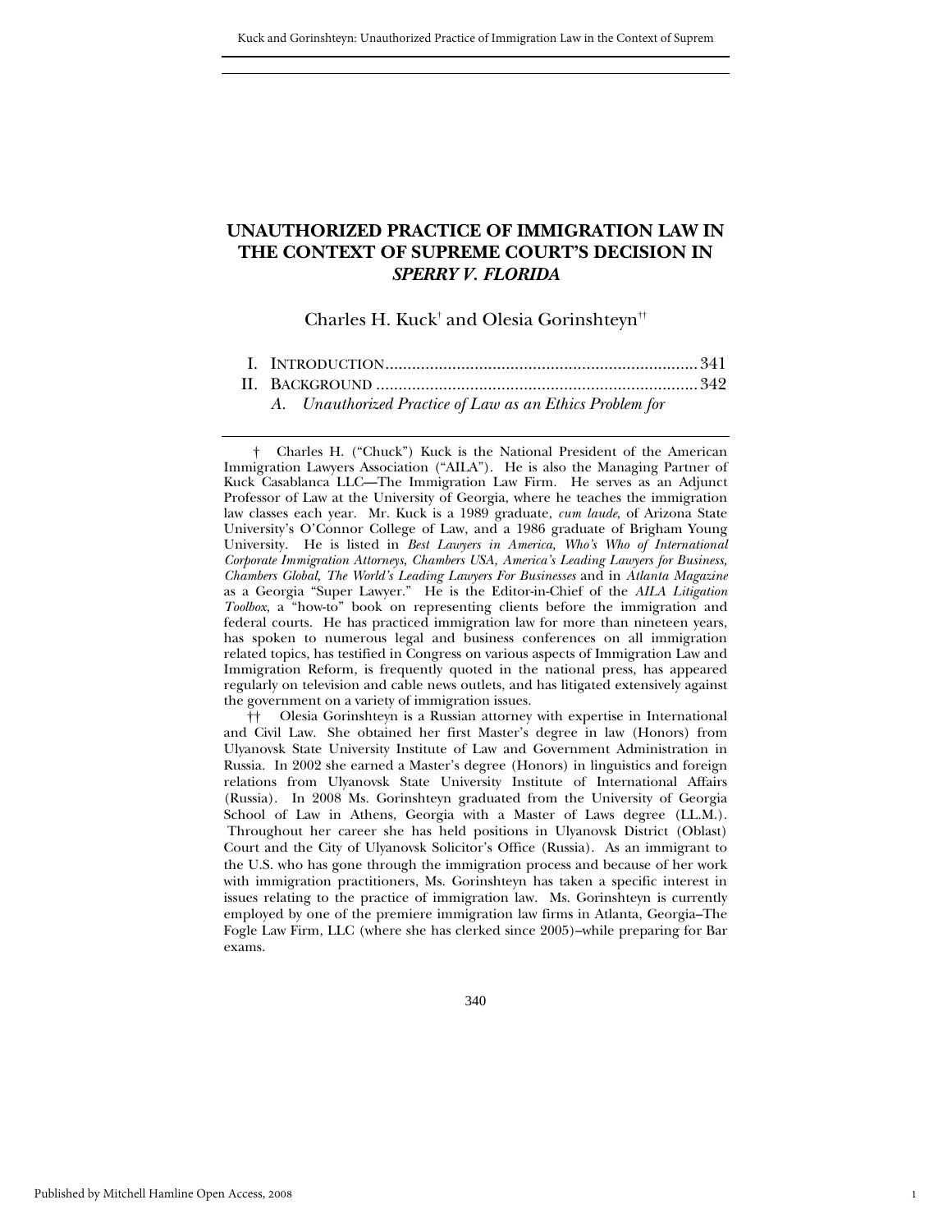# UNAUTHORIZED PRACTICE OF IMMIGRATION LAW IN THE CONTEXT OF SUPREME COURT'S DECISION IN *SPERRY V. FLORIDA*

Charles H. Kuck[†] and Olesia Gorinshteyn[††]

I. INTRODUCTION ........................................................................ 341
II. BACKGROUND ........................................................................ 342
*A. Unauthorized Practice of Law as an Ethics Problem for*

---

† Charles H. ("Chuck") Kuck is the National President of the American Immigration Lawyers Association ("AILA"). He is also the Managing Partner of Kuck Casablanca LLC—The Immigration Law Firm. He serves as an Adjunct Professor of Law at the University of Georgia, where he teaches the immigration law classes each year. Mr. Kuck is a 1989 graduate, *cum laude*, of Arizona State University's O'Connor College of Law, and a 1986 graduate of Brigham Young University. He is listed in *Best Lawyers in America, Who's Who of International Corporate Immigration Attorneys, Chambers USA, America's Leading Lawyers for Business, Chambers Global, The World's Leading Lawyers For Businesses* and in *Atlanta Magazine* as a Georgia "Super Lawyer." He is the Editor-in-Chief of the *AILA Litigation Toolbox*, a "how-to" book on representing clients before the immigration and federal courts. He has practiced immigration law for more than nineteen years, has spoken to numerous legal and business conferences on all immigration related topics, has testified in Congress on various aspects of Immigration Law and Immigration Reform, is frequently quoted in the national press, has appeared regularly on television and cable news outlets, and has litigated extensively against the government on a variety of immigration issues.

†† Olesia Gorinshteyn is a Russian attorney with expertise in International and Civil Law. She obtained her first Master's degree in law (Honors) from Ulyanovsk State University Institute of Law and Government Administration in Russia. In 2002 she earned a Master's degree (Honors) in linguistics and foreign relations from Ulyanovsk State University Institute of International Affairs (Russia). In 2008 Ms. Gorinshteyn graduated from the University of Georgia School of Law in Athens, Georgia with a Master of Laws degree (LL.M.). Throughout her career she has held positions in Ulyanovsk District (Oblast) Court and the City of Ulyanovsk Solicitor's Office (Russia). As an immigrant to the U.S. who has gone through the immigration process and because of her work with immigration practitioners, Ms. Gorinshteyn has taken a specific interest in issues relating to the practice of immigration law. Ms. Gorinshteyn is currently employed by one of the premiere immigration law firms in Atlanta, Georgia–The Fogle Law Firm, LLC (where she has clerked since 2005)–while preparing for Bar exams.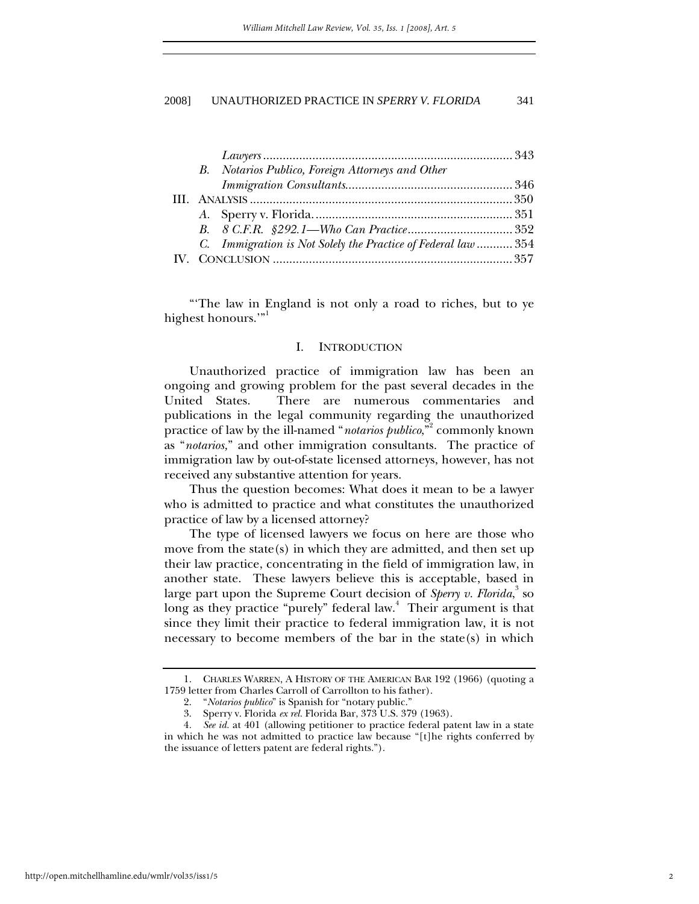*Lawyers* ............................................................................ 343
B. *Notarios Publico, Foreign Attorneys and Other Immigration Consultants*................................................... 346
III. ANALYSIS ................................................................................ 350
A. Sperry v. Florida. ............................................................ 351
B. *8 C.F.R. §292.1—Who Can Practice*................................ 352
C. *Immigration is Not Solely the Practice of Federal law* ........... 354
IV. CONCLUSION ......................................................................... 357

"'The law in England is not only a road to riches, but to ye highest honours.'"[1]

## I. INTRODUCTION

Unauthorized practice of immigration law has been an ongoing and growing problem for the past several decades in the United States. There are numerous commentaries and publications in the legal community regarding the unauthorized practice of law by the ill-named "*notarios publico*,"[2] commonly known as "*notarios,*" and other immigration consultants. The practice of immigration law by out-of-state licensed attorneys, however, has not received any substantive attention for years.

Thus the question becomes: What does it mean to be a lawyer who is admitted to practice and what constitutes the unauthorized practice of law by a licensed attorney?

The type of licensed lawyers we focus on here are those who move from the state(s) in which they are admitted, and then set up their law practice, concentrating in the field of immigration law, in another state. These lawyers believe this is acceptable, based in large part upon the Supreme Court decision of *Sperry v. Florida*,[3] so long as they practice "purely" federal law.[4] Their argument is that since they limit their practice to federal immigration law, it is not necessary to become members of the bar in the state(s) in which

1. CHARLES WARREN, A HISTORY OF THE AMERICAN BAR 192 (1966) (quoting a 1759 letter from Charles Carroll of Carrollton to his father).

2. "*Notarios publico*" is Spanish for "notary public."

3. Sperry v. Florida *ex rel.* Florida Bar, 373 U.S. 379 (1963).

4. *See id.* at 401 (allowing petitioner to practice federal patent law in a state in which he was not admitted to practice law because "[t]he rights conferred by the issuance of letters patent are federal rights.").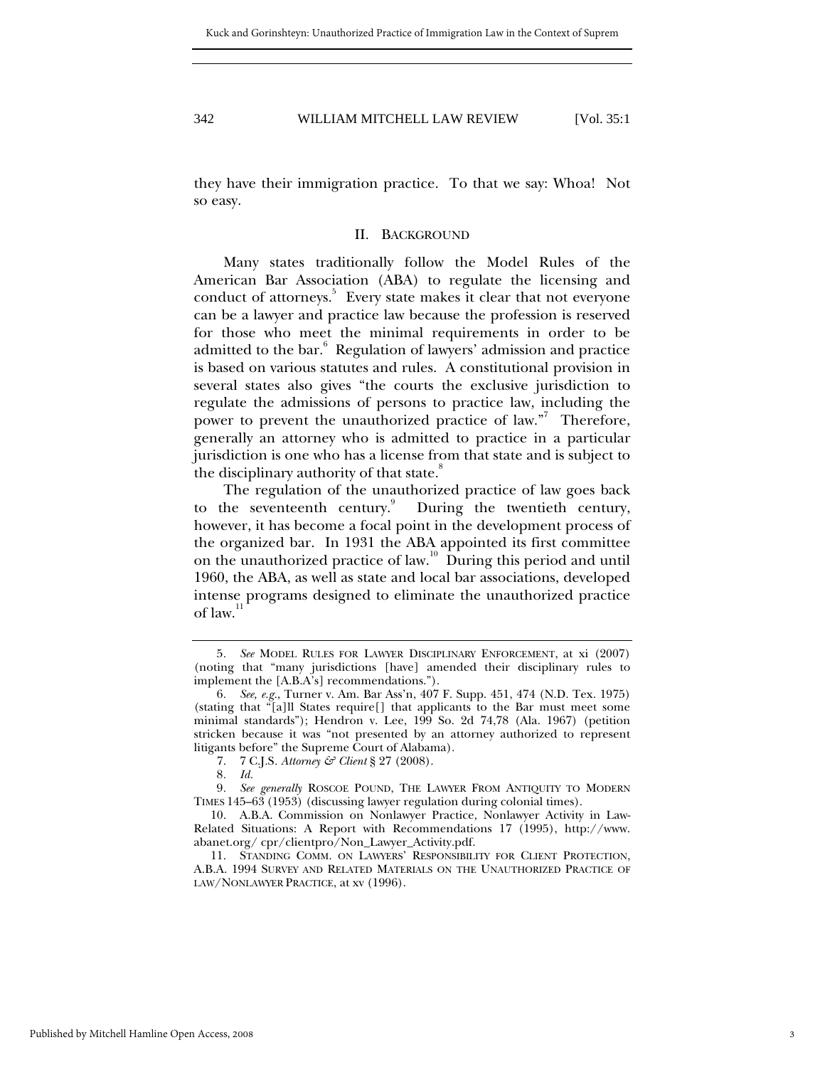they have their immigration practice. To that we say: Whoa! Not so easy.

## II. BACKGROUND

Many states traditionally follow the Model Rules of the American Bar Association (ABA) to regulate the licensing and conduct of attorneys.[5] Every state makes it clear that not everyone can be a lawyer and practice law because the profession is reserved for those who meet the minimal requirements in order to be admitted to the bar.[6] Regulation of lawyers' admission and practice is based on various statutes and rules. A constitutional provision in several states also gives "the courts the exclusive jurisdiction to regulate the admissions of persons to practice law, including the power to prevent the unauthorized practice of law."[7] Therefore, generally an attorney who is admitted to practice in a particular jurisdiction is one who has a license from that state and is subject to the disciplinary authority of that state.[8]

The regulation of the unauthorized practice of law goes back to the seventeenth century.[9] During the twentieth century, however, it has become a focal point in the development process of the organized bar. In 1931 the ABA appointed its first committee on the unauthorized practice of law.[10] During this period and until 1960, the ABA, as well as state and local bar associations, developed intense programs designed to eliminate the unauthorized practice of law.[11]

---

5. *See* MODEL RULES FOR LAWYER DISCIPLINARY ENFORCEMENT, at xi (2007) (noting that "many jurisdictions [have] amended their disciplinary rules to implement the [A.B.A's] recommendations.").

6. *See, e.g.*, Turner v. Am. Bar Ass'n, 407 F. Supp. 451, 474 (N.D. Tex. 1975) (stating that "[a]ll States require[] that applicants to the Bar must meet some minimal standards"); Hendron v. Lee, 199 So. 2d 74,78 (Ala. 1967) (petition stricken because it was "not presented by an attorney authorized to represent litigants before" the Supreme Court of Alabama).

7. 7 C.J.S. *Attorney & Client* § 27 (2008).

8. *Id.*

9. *See generally* ROSCOE POUND, THE LAWYER FROM ANTIQUITY TO MODERN TIMES 145–63 (1953) (discussing lawyer regulation during colonial times).

10. A.B.A. Commission on Nonlawyer Practice, Nonlawyer Activity in Law-Related Situations: A Report with Recommendations 17 (1995), http://www.abanet.org/ cpr/clientpro/Non_Lawyer_Activity.pdf.

11. STANDING COMM. ON LAWYERS' RESPONSIBILITY FOR CLIENT PROTECTION, A.B.A. 1994 SURVEY AND RELATED MATERIALS ON THE UNAUTHORIZED PRACTICE OF LAW/NONLAWYER PRACTICE, at xv (1996).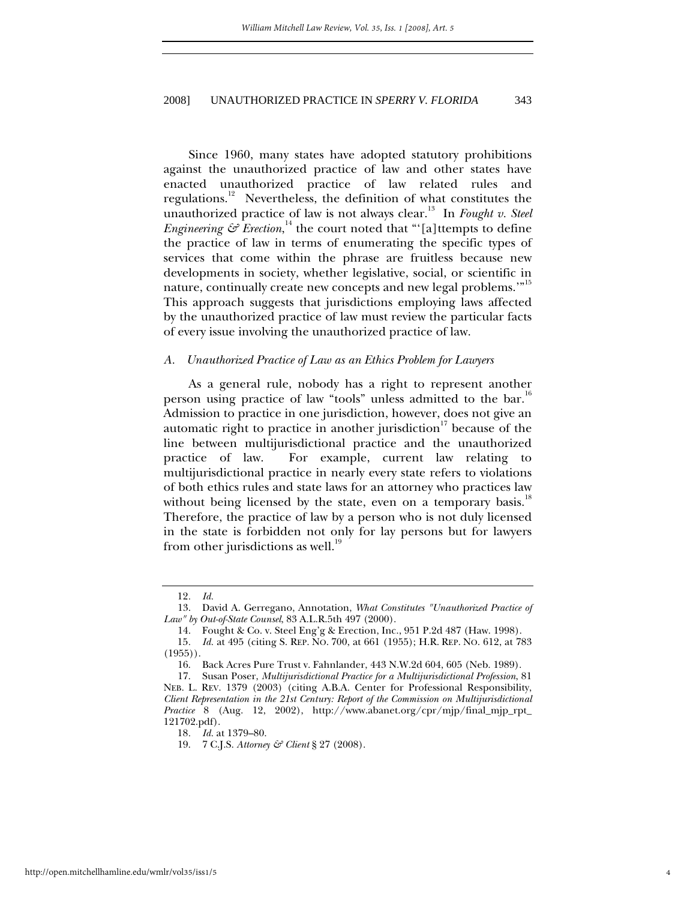Since 1960, many states have adopted statutory prohibitions against the unauthorized practice of law and other states have enacted unauthorized practice of law related rules and regulations.[12] Nevertheless, the definition of what constitutes the unauthorized practice of law is not always clear.[13] In *Fought v. Steel Engineering & Erection*,[14] the court noted that "'[a]ttempts to define the practice of law in terms of enumerating the specific types of services that come within the phrase are fruitless because new developments in society, whether legislative, social, or scientific in nature, continually create new concepts and new legal problems.'"[15] This approach suggests that jurisdictions employing laws affected by the unauthorized practice of law must review the particular facts of every issue involving the unauthorized practice of law.

### *A. Unauthorized Practice of Law as an Ethics Problem for Lawyers*

As a general rule, nobody has a right to represent another person using practice of law "tools" unless admitted to the bar.[16] Admission to practice in one jurisdiction, however, does not give an automatic right to practice in another jurisdiction[17] because of the line between multijurisdictional practice and the unauthorized practice of law. For example, current law relating to multijurisdictional practice in nearly every state refers to violations of both ethics rules and state laws for an attorney who practices law without being licensed by the state, even on a temporary basis.[18] Therefore, the practice of law by a person who is not duly licensed in the state is forbidden not only for lay persons but for lawyers from other jurisdictions as well.[19]

---

12. *Id.*

13. David A. Gerregano, Annotation, *What Constitutes "Unauthorized Practice of Law" by Out-of-State Counsel*, 83 A.L.R.5th 497 (2000).

14. Fought & Co. v. Steel Eng'g & Erection, Inc., 951 P.2d 487 (Haw. 1998).

15. *Id.* at 495 (citing S. REP. NO. 700, at 661 (1955); H.R. REP. NO. 612, at 783 (1955)).

16. Back Acres Pure Trust v. Fahnlander, 443 N.W.2d 604, 605 (Neb. 1989).

17. Susan Poser, *Multijurisdictional Practice for a Multijurisdictional Profession*, 81 NEB. L. REV. 1379 (2003) (citing A.B.A. Center for Professional Responsibility, *Client Representation in the 21st Century: Report of the Commission on Multijurisdictional Practice* 8 (Aug. 12, 2002), http://www.abanet.org/cpr/mjp/final_mjp_rpt_121702.pdf).

18. *Id.* at 1379–80.

19. 7 C.J.S. *Attorney & Client* § 27 (2008).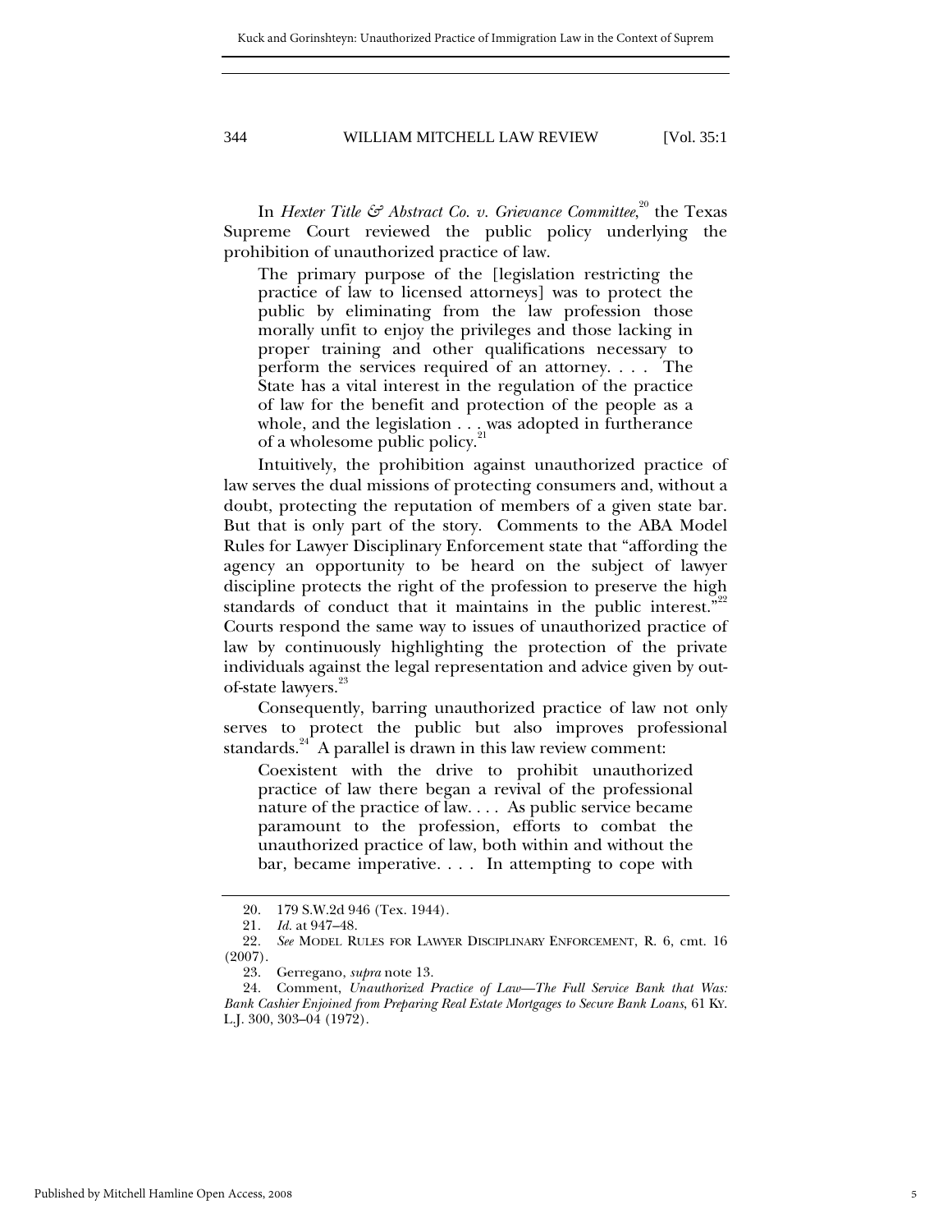In *Hexter Title & Abstract Co. v. Grievance Committee*,[20] the Texas Supreme Court reviewed the public policy underlying the prohibition of unauthorized practice of law.

> The primary purpose of the [legislation restricting the practice of law to licensed attorneys] was to protect the public by eliminating from the law profession those morally unfit to enjoy the privileges and those lacking in proper training and other qualifications necessary to perform the services required of an attorney. . . . The State has a vital interest in the regulation of the practice of law for the benefit and protection of the people as a whole, and the legislation . . . was adopted in furtherance of a wholesome public policy.[21]

Intuitively, the prohibition against unauthorized practice of law serves the dual missions of protecting consumers and, without a doubt, protecting the reputation of members of a given state bar. But that is only part of the story. Comments to the ABA Model Rules for Lawyer Disciplinary Enforcement state that "affording the agency an opportunity to be heard on the subject of lawyer discipline protects the right of the profession to preserve the high standards of conduct that it maintains in the public interest."[22] Courts respond the same way to issues of unauthorized practice of law by continuously highlighting the protection of the private individuals against the legal representation and advice given by out-of-state lawyers.[23]

Consequently, barring unauthorized practice of law not only serves to protect the public but also improves professional standards.[24] A parallel is drawn in this law review comment:

> Coexistent with the drive to prohibit unauthorized practice of law there began a revival of the professional nature of the practice of law. . . . As public service became paramount to the profession, efforts to combat the unauthorized practice of law, both within and without the bar, became imperative. . . . In attempting to cope with

---

20. 179 S.W.2d 946 (Tex. 1944).

21. *Id.* at 947–48.

22. *See* MODEL RULES FOR LAWYER DISCIPLINARY ENFORCEMENT, R. 6, cmt. 16 (2007).

23. Gerregano, *supra* note 13.

24. Comment, *Unauthorized Practice of Law—The Full Service Bank that Was: Bank Cashier Enjoined from Preparing Real Estate Mortgages to Secure Bank Loans*, 61 KY. L.J. 300, 303–04 (1972).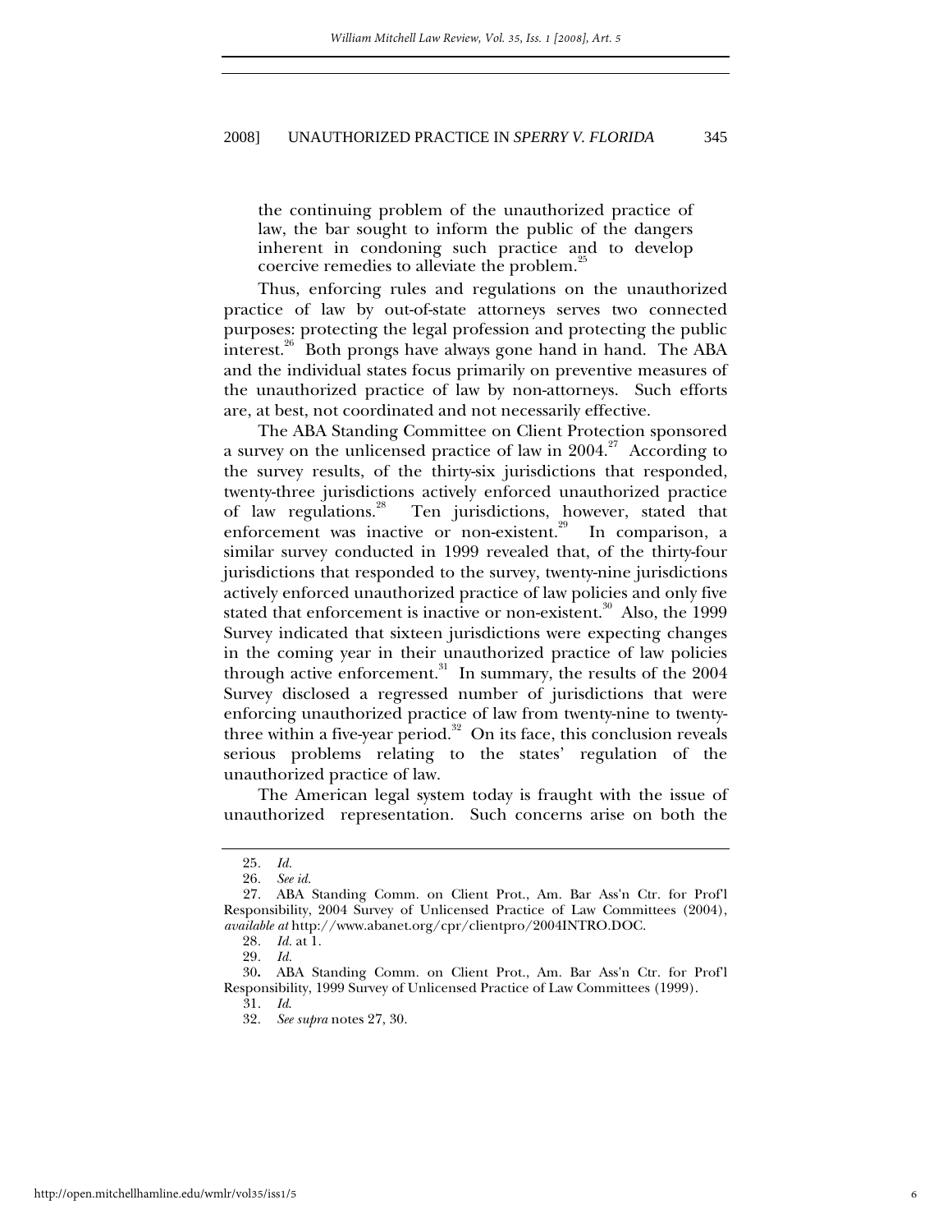the continuing problem of the unauthorized practice of law, the bar sought to inform the public of the dangers inherent in condoning such practice and to develop coercive remedies to alleviate the problem.[25]

Thus, enforcing rules and regulations on the unauthorized practice of law by out-of-state attorneys serves two connected purposes: protecting the legal profession and protecting the public interest.[26] Both prongs have always gone hand in hand. The ABA and the individual states focus primarily on preventive measures of the unauthorized practice of law by non-attorneys. Such efforts are, at best, not coordinated and not necessarily effective.

The ABA Standing Committee on Client Protection sponsored a survey on the unlicensed practice of law in 2004.[27] According to the survey results, of the thirty-six jurisdictions that responded, twenty-three jurisdictions actively enforced unauthorized practice of law regulations.[28] Ten jurisdictions, however, stated that enforcement was inactive or non-existent.[29] In comparison, a similar survey conducted in 1999 revealed that, of the thirty-four jurisdictions that responded to the survey, twenty-nine jurisdictions actively enforced unauthorized practice of law policies and only five stated that enforcement is inactive or non-existent.[30] Also, the 1999 Survey indicated that sixteen jurisdictions were expecting changes in the coming year in their unauthorized practice of law policies through active enforcement.[31] In summary, the results of the 2004 Survey disclosed a regressed number of jurisdictions that were enforcing unauthorized practice of law from twenty-nine to twenty-three within a five-year period.[32] On its face, this conclusion reveals serious problems relating to the states' regulation of the unauthorized practice of law.

The American legal system today is fraught with the issue of unauthorized representation. Such concerns arise on both the

---

25. *Id.*

26. *See id.*

27. ABA Standing Comm. on Client Prot., Am. Bar Ass'n Ctr. for Prof'l Responsibility, 2004 Survey of Unlicensed Practice of Law Committees (2004), *available at* http://www.abanet.org/cpr/clientpro/2004INTRO.DOC.

28. *Id.* at 1.

29. *Id.*

30. ABA Standing Comm. on Client Prot., Am. Bar Ass'n Ctr. for Prof'l Responsibility, 1999 Survey of Unlicensed Practice of Law Committees (1999).

31. *Id.*

32. *See supra* notes 27, 30.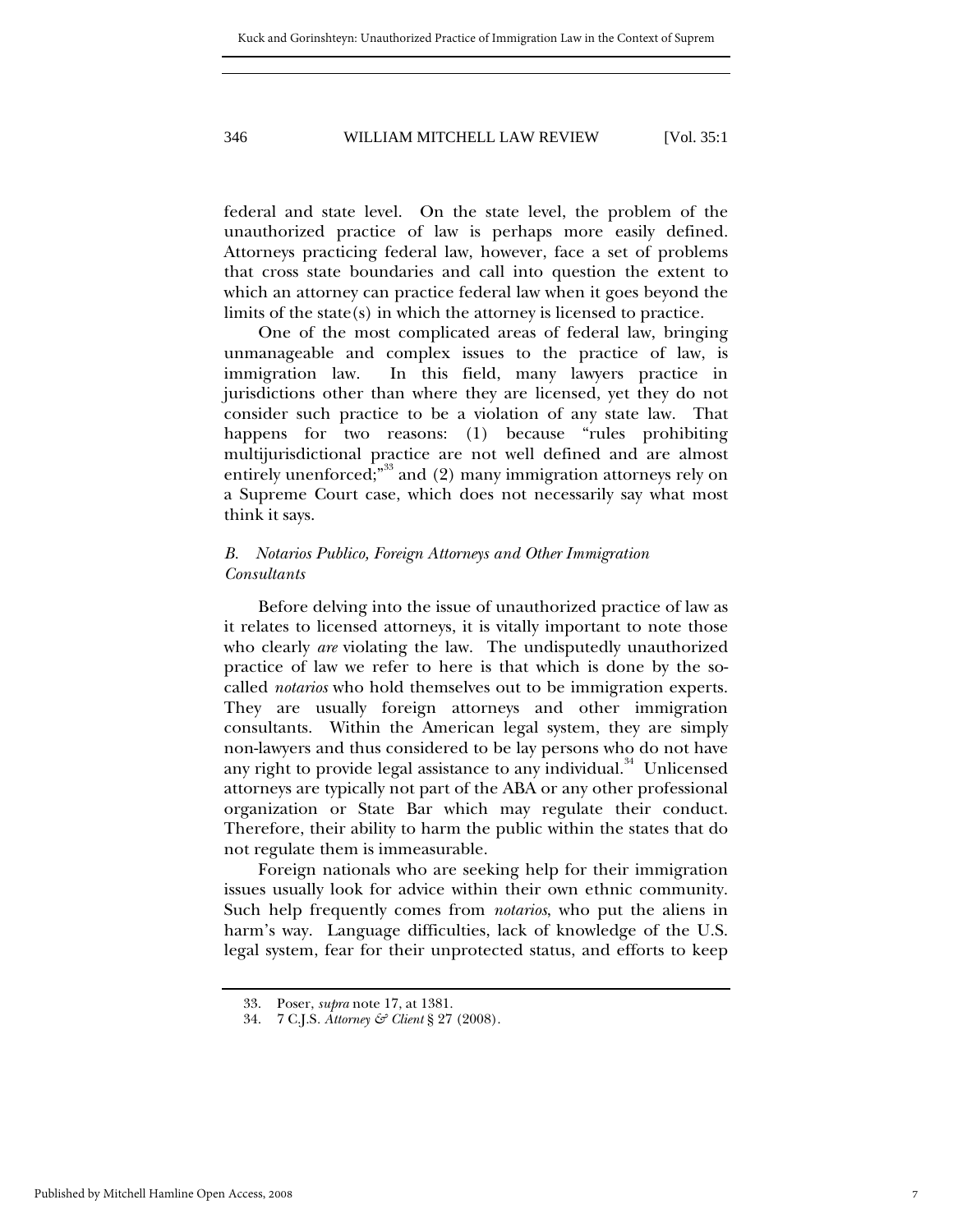federal and state level. On the state level, the problem of the unauthorized practice of law is perhaps more easily defined. Attorneys practicing federal law, however, face a set of problems that cross state boundaries and call into question the extent to which an attorney can practice federal law when it goes beyond the limits of the state(s) in which the attorney is licensed to practice.

One of the most complicated areas of federal law, bringing unmanageable and complex issues to the practice of law, is immigration law. In this field, many lawyers practice in jurisdictions other than where they are licensed, yet they do not consider such practice to be a violation of any state law. That happens for two reasons: (1) because "rules prohibiting multijurisdictional practice are not well defined and are almost entirely unenforced;"[33] and (2) many immigration attorneys rely on a Supreme Court case, which does not necessarily say what most think it says.

### *B. Notarios Publico, Foreign Attorneys and Other Immigration Consultants*

Before delving into the issue of unauthorized practice of law as it relates to licensed attorneys, it is vitally important to note those who clearly *are* violating the law. The undisputedly unauthorized practice of law we refer to here is that which is done by the so-called *notarios* who hold themselves out to be immigration experts. They are usually foreign attorneys and other immigration consultants. Within the American legal system, they are simply non-lawyers and thus considered to be lay persons who do not have any right to provide legal assistance to any individual.[34] Unlicensed attorneys are typically not part of the ABA or any other professional organization or State Bar which may regulate their conduct. Therefore, their ability to harm the public within the states that do not regulate them is immeasurable.

Foreign nationals who are seeking help for their immigration issues usually look for advice within their own ethnic community. Such help frequently comes from *notarios*, who put the aliens in harm's way. Language difficulties, lack of knowledge of the U.S. legal system, fear for their unprotected status, and efforts to keep

---

33. Poser, *supra* note 17, at 1381.

34. 7 C.J.S. *Attorney & Client* § 27 (2008).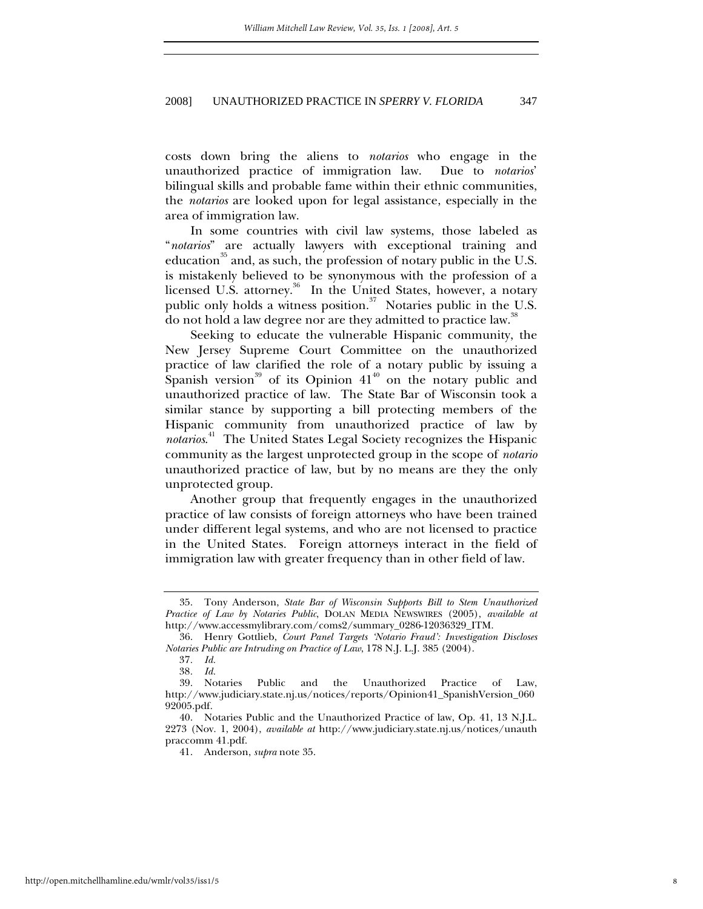costs down bring the aliens to *notarios* who engage in the unauthorized practice of immigration law. Due to *notarios*' bilingual skills and probable fame within their ethnic communities, the *notarios* are looked upon for legal assistance, especially in the area of immigration law.

In some countries with civil law systems, those labeled as "*notarios*" are actually lawyers with exceptional training and education[35] and, as such, the profession of notary public in the U.S. is mistakenly believed to be synonymous with the profession of a licensed U.S. attorney.[36] In the United States, however, a notary public only holds a witness position.[37] Notaries public in the U.S. do not hold a law degree nor are they admitted to practice law.[38]

Seeking to educate the vulnerable Hispanic community, the New Jersey Supreme Court Committee on the unauthorized practice of law clarified the role of a notary public by issuing a Spanish version[39] of its Opinion 41[40] on the notary public and unauthorized practice of law. The State Bar of Wisconsin took a similar stance by supporting a bill protecting members of the Hispanic community from unauthorized practice of law by *notarios*.[41] The United States Legal Society recognizes the Hispanic community as the largest unprotected group in the scope of *notario* unauthorized practice of law, but by no means are they the only unprotected group.

Another group that frequently engages in the unauthorized practice of law consists of foreign attorneys who have been trained under different legal systems, and who are not licensed to practice in the United States. Foreign attorneys interact in the field of immigration law with greater frequency than in other field of law.

---

35. Tony Anderson, *State Bar of Wisconsin Supports Bill to Stem Unauthorized Practice of Law by Notaries Public*, DOLAN MEDIA NEWSWIRES (2005), *available at* http://www.accessmylibrary.com/coms2/summary_0286-12036329_ITM.

36. Henry Gottlieb, *Court Panel Targets 'Notario Fraud': Investigation Discloses Notaries Public are Intruding on Practice of Law*, 178 N.J. L.J. 385 (2004).

37. *Id.*

38. *Id.*

39. Notaries Public and the Unauthorized Practice of Law, http://www.judiciary.state.nj.us/notices/reports/Opinion41_SpanishVersion_06092005.pdf.

40. Notaries Public and the Unauthorized Practice of law, Op. 41, 13 N.J.L. 2273 (Nov. 1, 2004), *available at* http://www.judiciary.state.nj.us/notices/unauthpraccomm 41.pdf.

41. Anderson, *supra* note 35.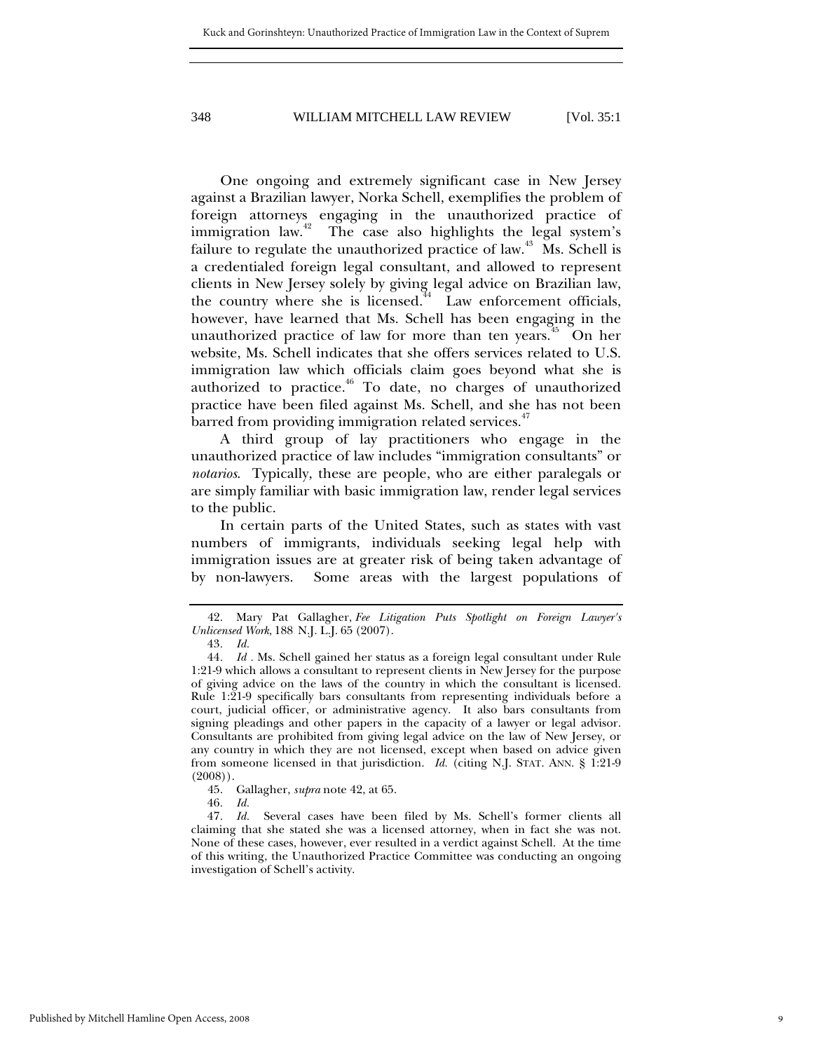One ongoing and extremely significant case in New Jersey against a Brazilian lawyer, Norka Schell, exemplifies the problem of foreign attorneys engaging in the unauthorized practice of immigration law.[42] The case also highlights the legal system's failure to regulate the unauthorized practice of law.[43] Ms. Schell is a credentialed foreign legal consultant, and allowed to represent clients in New Jersey solely by giving legal advice on Brazilian law, the country where she is licensed.[44] Law enforcement officials, however, have learned that Ms. Schell has been engaging in the unauthorized practice of law for more than ten years.[45] On her website, Ms. Schell indicates that she offers services related to U.S. immigration law which officials claim goes beyond what she is authorized to practice.[46] To date, no charges of unauthorized practice have been filed against Ms. Schell, and she has not been barred from providing immigration related services.[47]

A third group of lay practitioners who engage in the unauthorized practice of law includes "immigration consultants" or *notarios*. Typically, these are people, who are either paralegals or are simply familiar with basic immigration law, render legal services to the public.

In certain parts of the United States, such as states with vast numbers of immigrants, individuals seeking legal help with immigration issues are at greater risk of being taken advantage of by non-lawyers. Some areas with the largest populations of

---

42. Mary Pat Gallagher, *Fee Litigation Puts Spotlight on Foreign Lawyer's Unlicensed Work*, 188 N.J. L.J. 65 (2007).

43. *Id.*

44. *Id* . Ms. Schell gained her status as a foreign legal consultant under Rule 1:21-9 which allows a consultant to represent clients in New Jersey for the purpose of giving advice on the laws of the country in which the consultant is licensed. Rule 1:21-9 specifically bars consultants from representing individuals before a court, judicial officer, or administrative agency. It also bars consultants from signing pleadings and other papers in the capacity of a lawyer or legal advisor. Consultants are prohibited from giving legal advice on the law of New Jersey, or any country in which they are not licensed, except when based on advice given from someone licensed in that jurisdiction. *Id.* (citing N.J. STAT. ANN. § 1:21-9 (2008)).

45. Gallagher, *supra* note 42, at 65.

46. *Id.*

47. *Id.* Several cases have been filed by Ms. Schell's former clients all claiming that she stated she was a licensed attorney, when in fact she was not. None of these cases, however, ever resulted in a verdict against Schell. At the time of this writing, the Unauthorized Practice Committee was conducting an ongoing investigation of Schell's activity.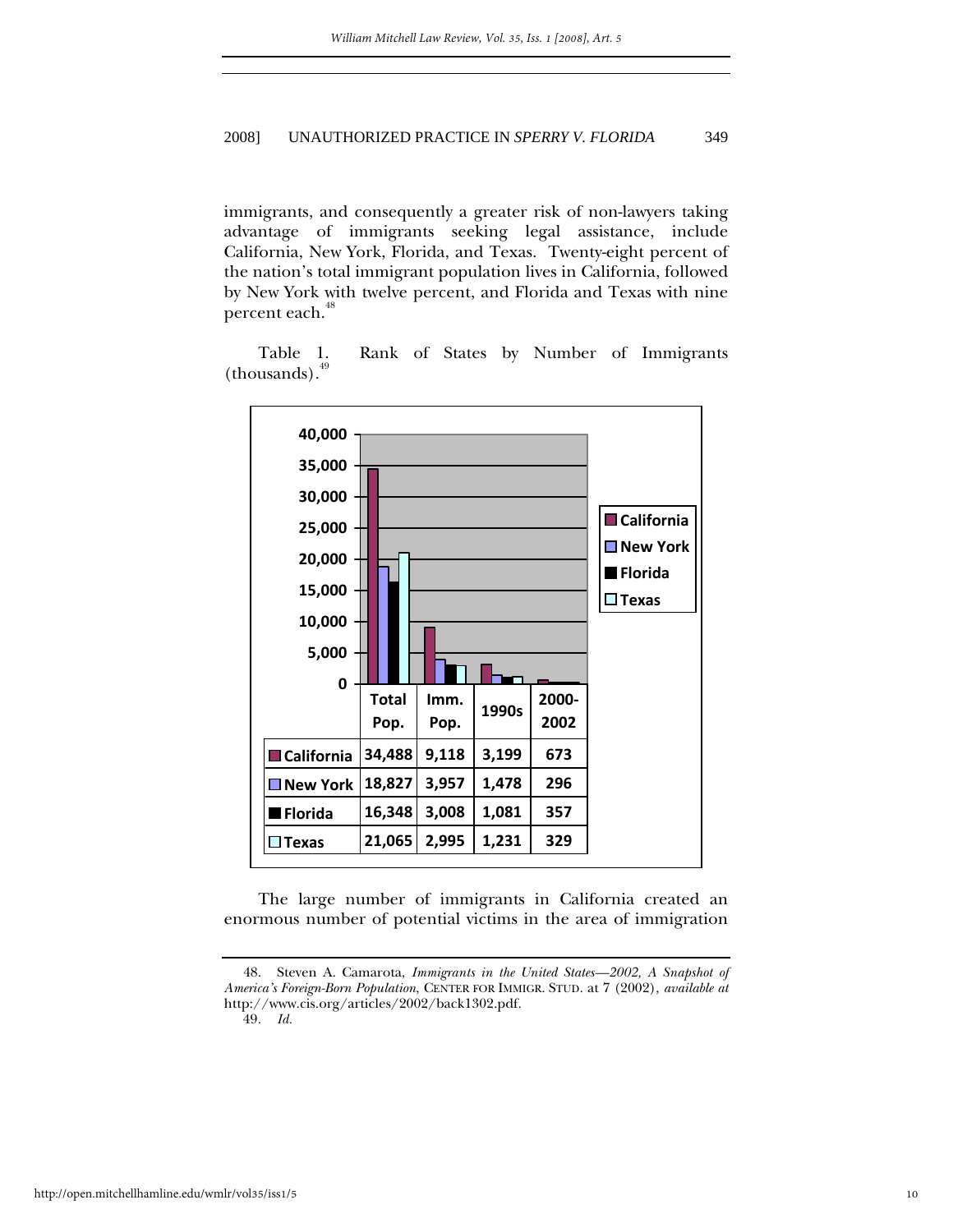immigrants, and consequently a greater risk of non-lawyers taking advantage of immigrants seeking legal assistance, include California, New York, Florida, and Texas. Twenty-eight percent of the nation's total immigrant population lives in California, followed by New York with twelve percent, and Florida and Texas with nine percent each.[48]

Table 1. Rank of States by Number of Immigrants (thousands).[49]

| | Total Pop. | Imm. Pop. | 1990s | 2000-2002 |
|---|---|---|---|---|
| California | 34,488 | 9,118 | 3,199 | 673 |
| New York | 18,827 | 3,957 | 1,478 | 296 |
| Florida | 16,348 | 3,008 | 1,081 | 357 |
| Texas | 21,065 | 2,995 | 1,231 | 329 |

The large number of immigrants in California created an enormous number of potential victims in the area of immigration

---

48. Steven A. Camarota, *Immigrants in the United States—2002, A Snapshot of America's Foreign-Born Population*, CENTER FOR IMMIGR. STUD. at 7 (2002), *available at* http://www.cis.org/articles/2002/back1302.pdf.

49. *Id.*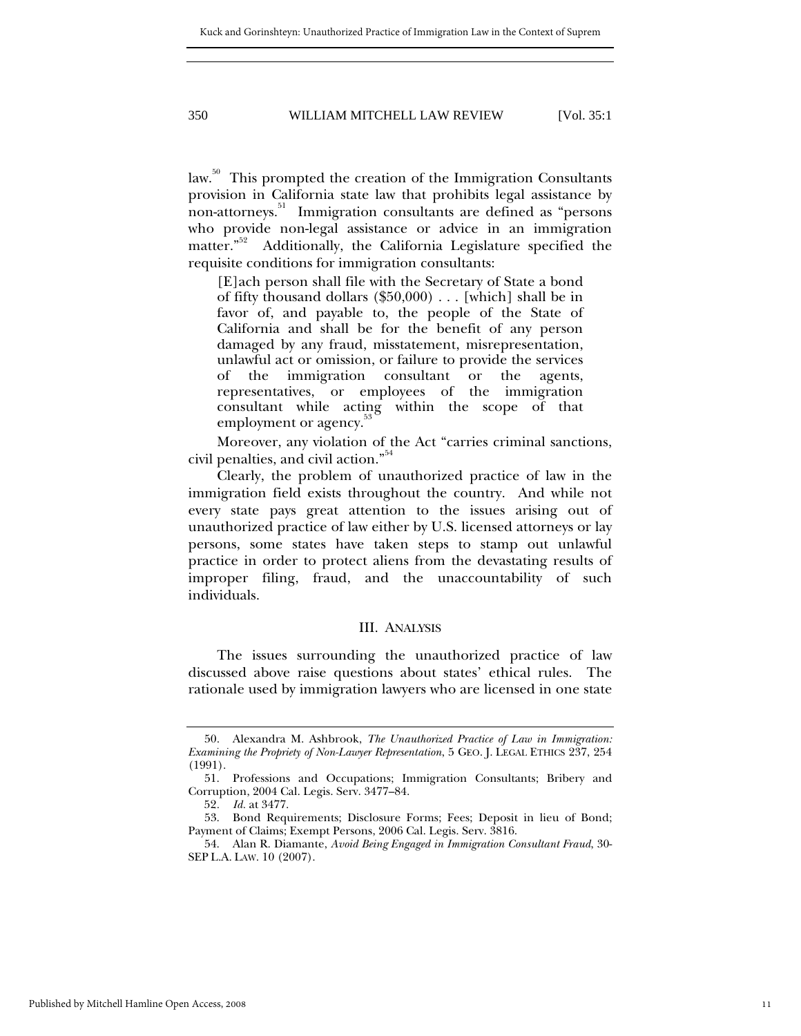law.[50] This prompted the creation of the Immigration Consultants provision in California state law that prohibits legal assistance by non-attorneys.[51] Immigration consultants are defined as "persons who provide non-legal assistance or advice in an immigration matter."[52] Additionally, the California Legislature specified the requisite conditions for immigration consultants:

> [E]ach person shall file with the Secretary of State a bond of fifty thousand dollars ($50,000) . . . [which] shall be in favor of, and payable to, the people of the State of California and shall be for the benefit of any person damaged by any fraud, misstatement, misrepresentation, unlawful act or omission, or failure to provide the services of the immigration consultant or the agents, representatives, or employees of the immigration consultant while acting within the scope of that employment or agency.[53]

Moreover, any violation of the Act "carries criminal sanctions, civil penalties, and civil action."[54]

Clearly, the problem of unauthorized practice of law in the immigration field exists throughout the country. And while not every state pays great attention to the issues arising out of unauthorized practice of law either by U.S. licensed attorneys or lay persons, some states have taken steps to stamp out unlawful practice in order to protect aliens from the devastating results of improper filing, fraud, and the unaccountability of such individuals.

## III. ANALYSIS

The issues surrounding the unauthorized practice of law discussed above raise questions about states' ethical rules. The rationale used by immigration lawyers who are licensed in one state

---

50. Alexandra M. Ashbrook, *The Unauthorized Practice of Law in Immigration: Examining the Propriety of Non-Lawyer Representation*, 5 GEO. J. LEGAL ETHICS 237, 254 (1991).

51. Professions and Occupations; Immigration Consultants; Bribery and Corruption, 2004 Cal. Legis. Serv. 3477–84.

52. *Id.* at 3477.

53. Bond Requirements; Disclosure Forms; Fees; Deposit in lieu of Bond; Payment of Claims; Exempt Persons, 2006 Cal. Legis. Serv. 3816.

54. Alan R. Diamante, *Avoid Being Engaged in Immigration Consultant Fraud*, 30-SEP L.A. LAW. 10 (2007).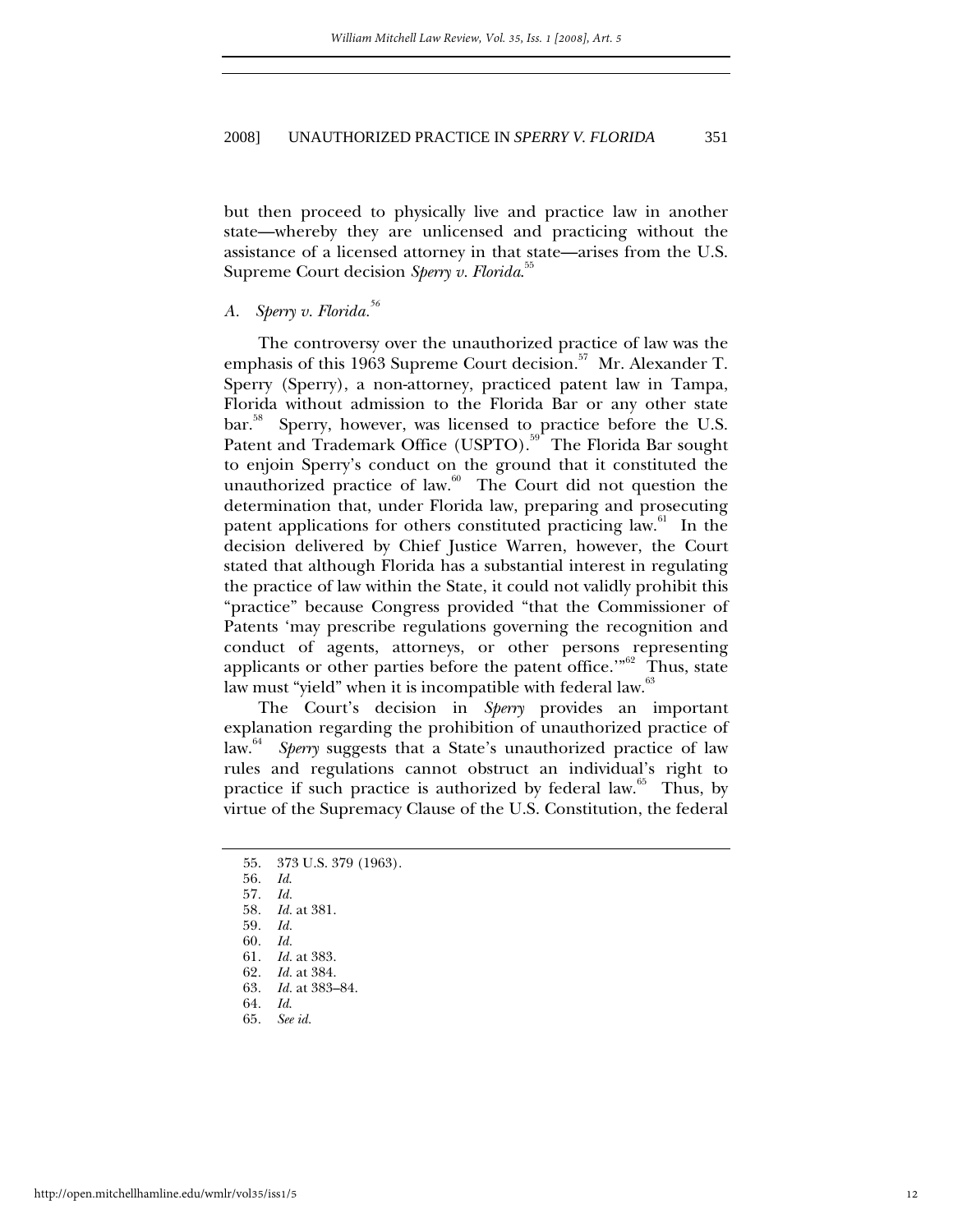but then proceed to physically live and practice law in another state—whereby they are unlicensed and practicing without the assistance of a licensed attorney in that state—arises from the U.S. Supreme Court decision *Sperry v. Florida*.[55]

### A. *Sperry v. Florida*.[56]

The controversy over the unauthorized practice of law was the emphasis of this 1963 Supreme Court decision.[57] Mr. Alexander T. Sperry (Sperry), a non-attorney, practiced patent law in Tampa, Florida without admission to the Florida Bar or any other state bar.[58] Sperry, however, was licensed to practice before the U.S. Patent and Trademark Office (USPTO).[59] The Florida Bar sought to enjoin Sperry's conduct on the ground that it constituted the unauthorized practice of law.[60] The Court did not question the determination that, under Florida law, preparing and prosecuting patent applications for others constituted practicing law.[61] In the decision delivered by Chief Justice Warren, however, the Court stated that although Florida has a substantial interest in regulating the practice of law within the State, it could not validly prohibit this "practice" because Congress provided "that the Commissioner of Patents 'may prescribe regulations governing the recognition and conduct of agents, attorneys, or other persons representing applicants or other parties before the patent office.'"[62] Thus, state law must "yield" when it is incompatible with federal law.[63]

The Court's decision in *Sperry* provides an important explanation regarding the prohibition of unauthorized practice of law.[64] *Sperry* suggests that a State's unauthorized practice of law rules and regulations cannot obstruct an individual's right to practice if such practice is authorized by federal law.[65] Thus, by virtue of the Supremacy Clause of the U.S. Constitution, the federal

---

55. 373 U.S. 379 (1963).
56. *Id.*
57. *Id.*
58. *Id.* at 381.
59. *Id.*
60. *Id.*
61. *Id.* at 383.
62. *Id.* at 384.
63. *Id.* at 383–84.
64. *Id.*
65. *See id.*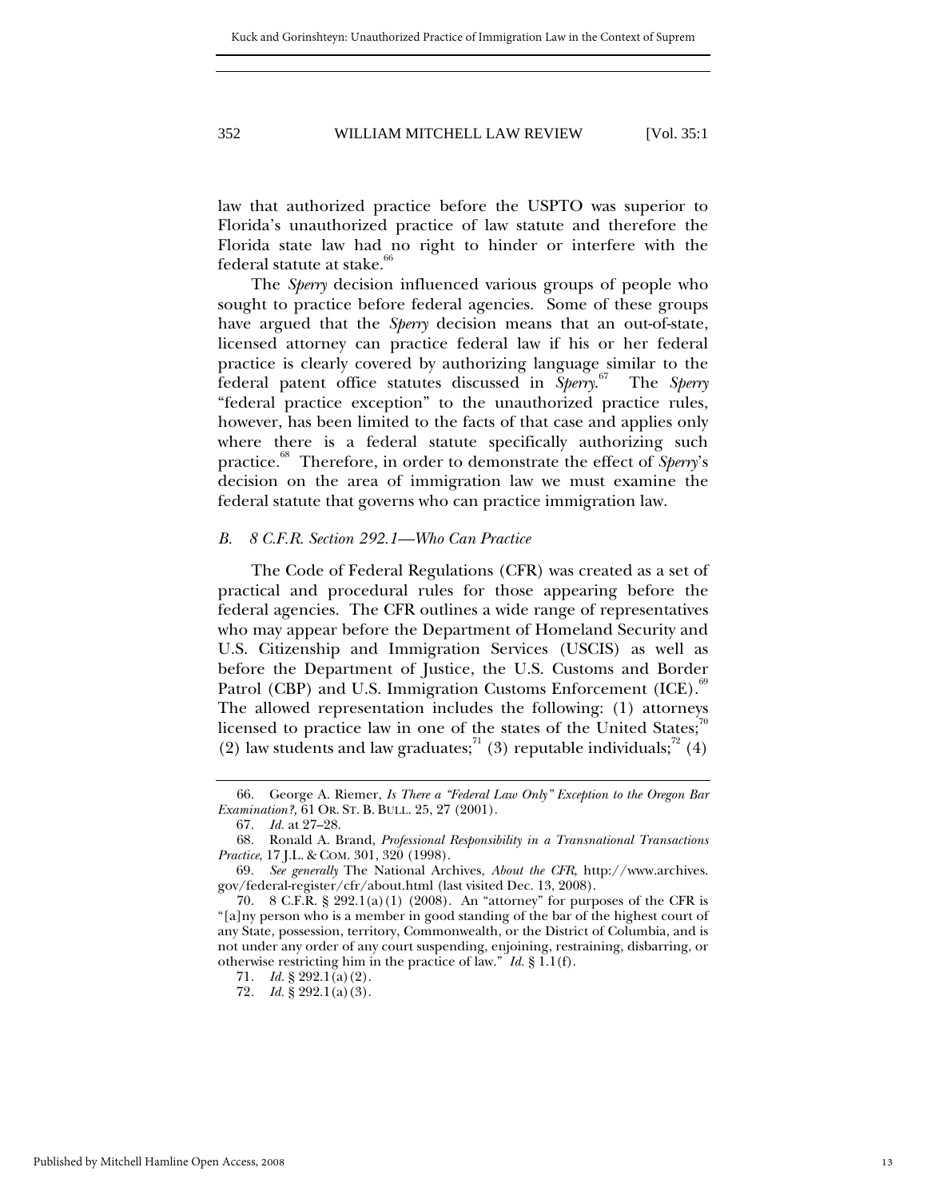law that authorized practice before the USPTO was superior to Florida's unauthorized practice of law statute and therefore the Florida state law had no right to hinder or interfere with the federal statute at stake.[66]

The *Sperry* decision influenced various groups of people who sought to practice before federal agencies. Some of these groups have argued that the *Sperry* decision means that an out-of-state, licensed attorney can practice federal law if his or her federal practice is clearly covered by authorizing language similar to the federal patent office statutes discussed in *Sperry*.[67] The *Sperry* "federal practice exception" to the unauthorized practice rules, however, has been limited to the facts of that case and applies only where there is a federal statute specifically authorizing such practice.[68] Therefore, in order to demonstrate the effect of *Sperry*'s decision on the area of immigration law we must examine the federal statute that governs who can practice immigration law.

### *B. 8 C.F.R. Section 292.1—Who Can Practice*

The Code of Federal Regulations (CFR) was created as a set of practical and procedural rules for those appearing before the federal agencies. The CFR outlines a wide range of representatives who may appear before the Department of Homeland Security and U.S. Citizenship and Immigration Services (USCIS) as well as before the Department of Justice, the U.S. Customs and Border Patrol (CBP) and U.S. Immigration Customs Enforcement (ICE).[69] The allowed representation includes the following: (1) attorneys licensed to practice law in one of the states of the United States;[70] (2) law students and law graduates;[71] (3) reputable individuals;[72] (4)

---

66. George A. Riemer, *Is There a "Federal Law Only" Exception to the Oregon Bar Examination?*, 61 OR. ST. B. BULL. 25, 27 (2001).

67. *Id.* at 27–28.

68. Ronald A. Brand, *Professional Responsibility in a Transnational Transactions Practice*, 17 J.L. & COM. 301, 320 (1998).

69. *See generally* The National Archives, *About the CFR*, http://www.archives.gov/federal-register/cfr/about.html (last visited Dec. 13, 2008).

70. 8 C.F.R. § 292.1(a)(1) (2008). An "attorney" for purposes of the CFR is "[a]ny person who is a member in good standing of the bar of the highest court of any State, possession, territory, Commonwealth, or the District of Columbia, and is not under any order of any court suspending, enjoining, restraining, disbarring, or otherwise restricting him in the practice of law." *Id.* § 1.1(f).

71. *Id.* § 292.1(a)(2).

72. *Id.* § 292.1(a)(3).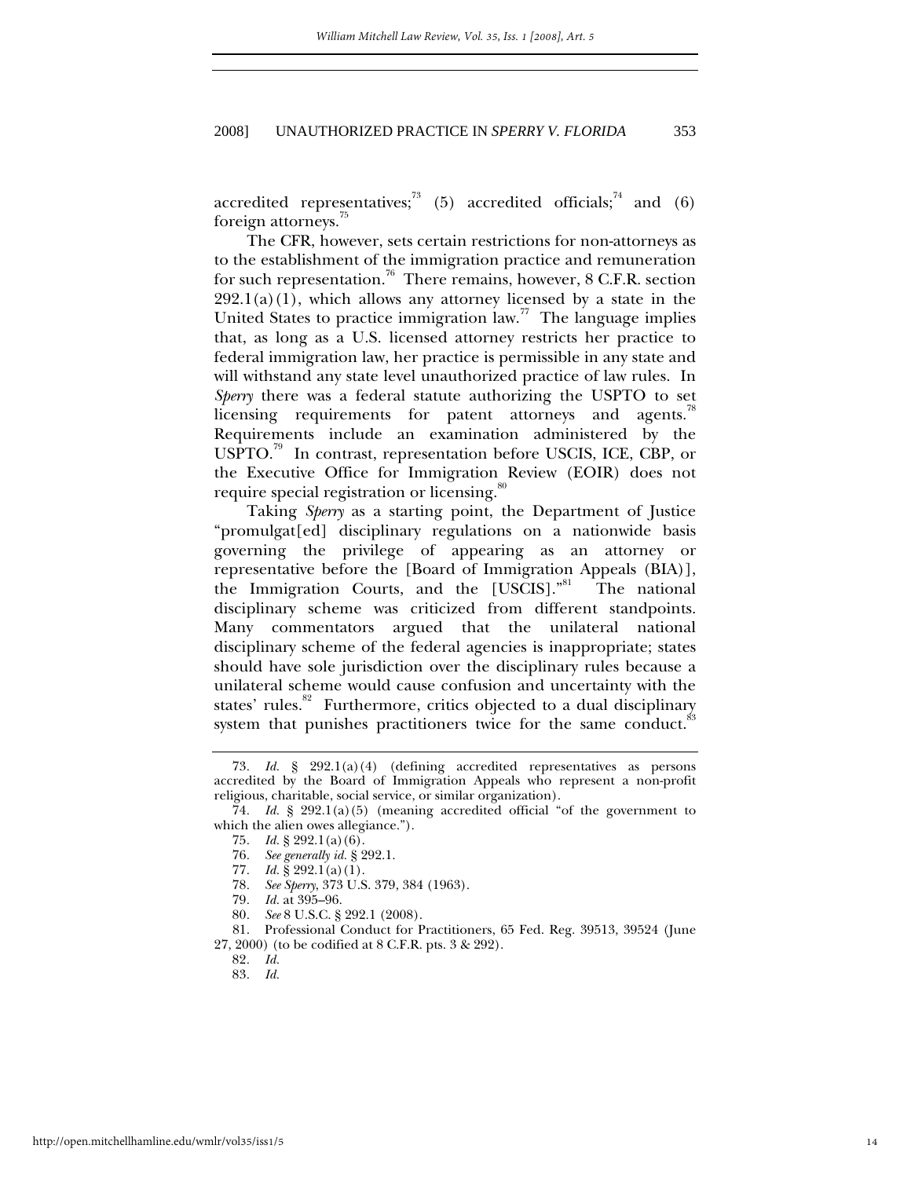accredited representatives;[73] (5) accredited officials;[74] and (6) foreign attorneys.[75]

The CFR, however, sets certain restrictions for non-attorneys as to the establishment of the immigration practice and remuneration for such representation.[76] There remains, however, 8 C.F.R. section 292.1(a)(1), which allows any attorney licensed by a state in the United States to practice immigration law.[77] The language implies that, as long as a U.S. licensed attorney restricts her practice to federal immigration law, her practice is permissible in any state and will withstand any state level unauthorized practice of law rules. In *Sperry* there was a federal statute authorizing the USPTO to set licensing requirements for patent attorneys and agents.[78] Requirements include an examination administered by the USPTO.[79] In contrast, representation before USCIS, ICE, CBP, or the Executive Office for Immigration Review (EOIR) does not require special registration or licensing.[80]

Taking *Sperry* as a starting point, the Department of Justice "promulgat[ed] disciplinary regulations on a nationwide basis governing the privilege of appearing as an attorney or representative before the [Board of Immigration Appeals (BIA)], the Immigration Courts, and the [USCIS]."[81] The national disciplinary scheme was criticized from different standpoints. Many commentators argued that the unilateral national disciplinary scheme of the federal agencies is inappropriate; states should have sole jurisdiction over the disciplinary rules because a unilateral scheme would cause confusion and uncertainty with the states' rules.[82] Furthermore, critics objected to a dual disciplinary system that punishes practitioners twice for the same conduct.[83]

---

73. *Id.* § 292.1(a)(4) (defining accredited representatives as persons accredited by the Board of Immigration Appeals who represent a non-profit religious, charitable, social service, or similar organization).

74. *Id.* § 292.1(a)(5) (meaning accredited official "of the government to which the alien owes allegiance.").

75. *Id.* § 292.1(a)(6).

76. *See generally id.* § 292.1.

77. *Id.* § 292.1(a)(1).

78. *See Sperry*, 373 U.S. 379, 384 (1963).

79. *Id.* at 395–96.

80. *See* 8 U.S.C. § 292.1 (2008).

81. Professional Conduct for Practitioners, 65 Fed. Reg. 39513, 39524 (June 27, 2000) (to be codified at 8 C.F.R. pts. 3 & 292).

82. *Id.*

83. *Id.*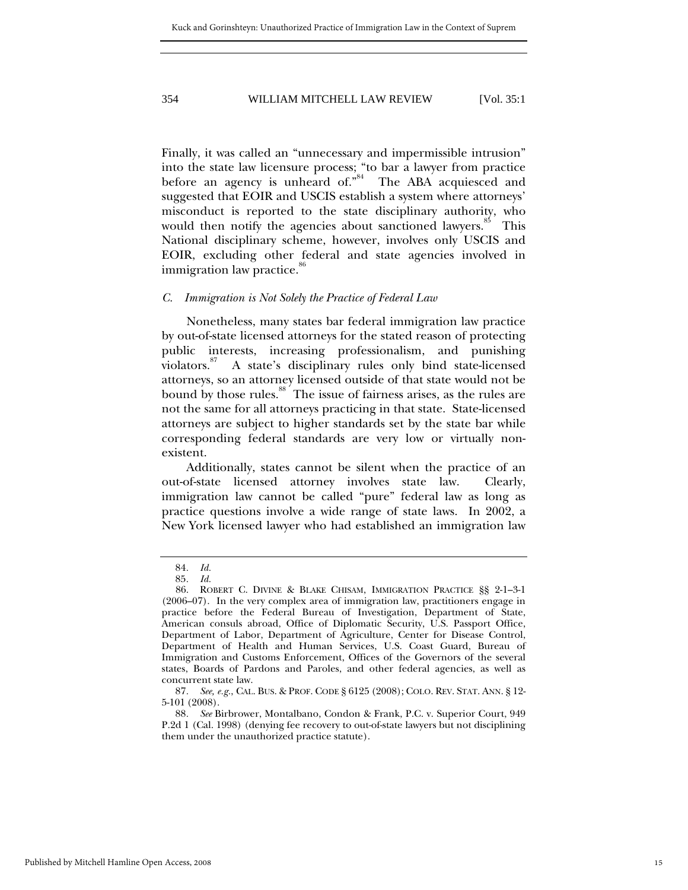Finally, it was called an "unnecessary and impermissible intrusion" into the state law licensure process; "to bar a lawyer from practice before an agency is unheard of."[84] The ABA acquiesced and suggested that EOIR and USCIS establish a system where attorneys' misconduct is reported to the state disciplinary authority, who would then notify the agencies about sanctioned lawyers.[85] This National disciplinary scheme, however, involves only USCIS and EOIR, excluding other federal and state agencies involved in immigration law practice.[86]

### *C. Immigration is Not Solely the Practice of Federal Law*

Nonetheless, many states bar federal immigration law practice by out-of-state licensed attorneys for the stated reason of protecting public interests, increasing professionalism, and punishing violators.[87] A state's disciplinary rules only bind state-licensed attorneys, so an attorney licensed outside of that state would not be bound by those rules.[88] The issue of fairness arises, as the rules are not the same for all attorneys practicing in that state. State-licensed attorneys are subject to higher standards set by the state bar while corresponding federal standards are very low or virtually non-existent.

Additionally, states cannot be silent when the practice of an out-of-state licensed attorney involves state law. Clearly, immigration law cannot be called "pure" federal law as long as practice questions involve a wide range of state laws. In 2002, a New York licensed lawyer who had established an immigration law

---

84. *Id.*

85. *Id.*

86. ROBERT C. DIVINE & BLAKE CHISAM, IMMIGRATION PRACTICE §§ 2-1–3-1 (2006–07). In the very complex area of immigration law, practitioners engage in practice before the Federal Bureau of Investigation, Department of State, American consuls abroad, Office of Diplomatic Security, U.S. Passport Office, Department of Labor, Department of Agriculture, Center for Disease Control, Department of Health and Human Services, U.S. Coast Guard, Bureau of Immigration and Customs Enforcement, Offices of the Governors of the several states, Boards of Pardons and Paroles, and other federal agencies, as well as concurrent state law.

87. *See, e.g.*, CAL. BUS. & PROF. CODE § 6125 (2008); COLO. REV. STAT. ANN. § 12-5-101 (2008).

88. *See* Birbrower, Montalbano, Condon & Frank, P.C. v. Superior Court, 949 P.2d 1 (Cal. 1998) (denying fee recovery to out-of-state lawyers but not disciplining them under the unauthorized practice statute).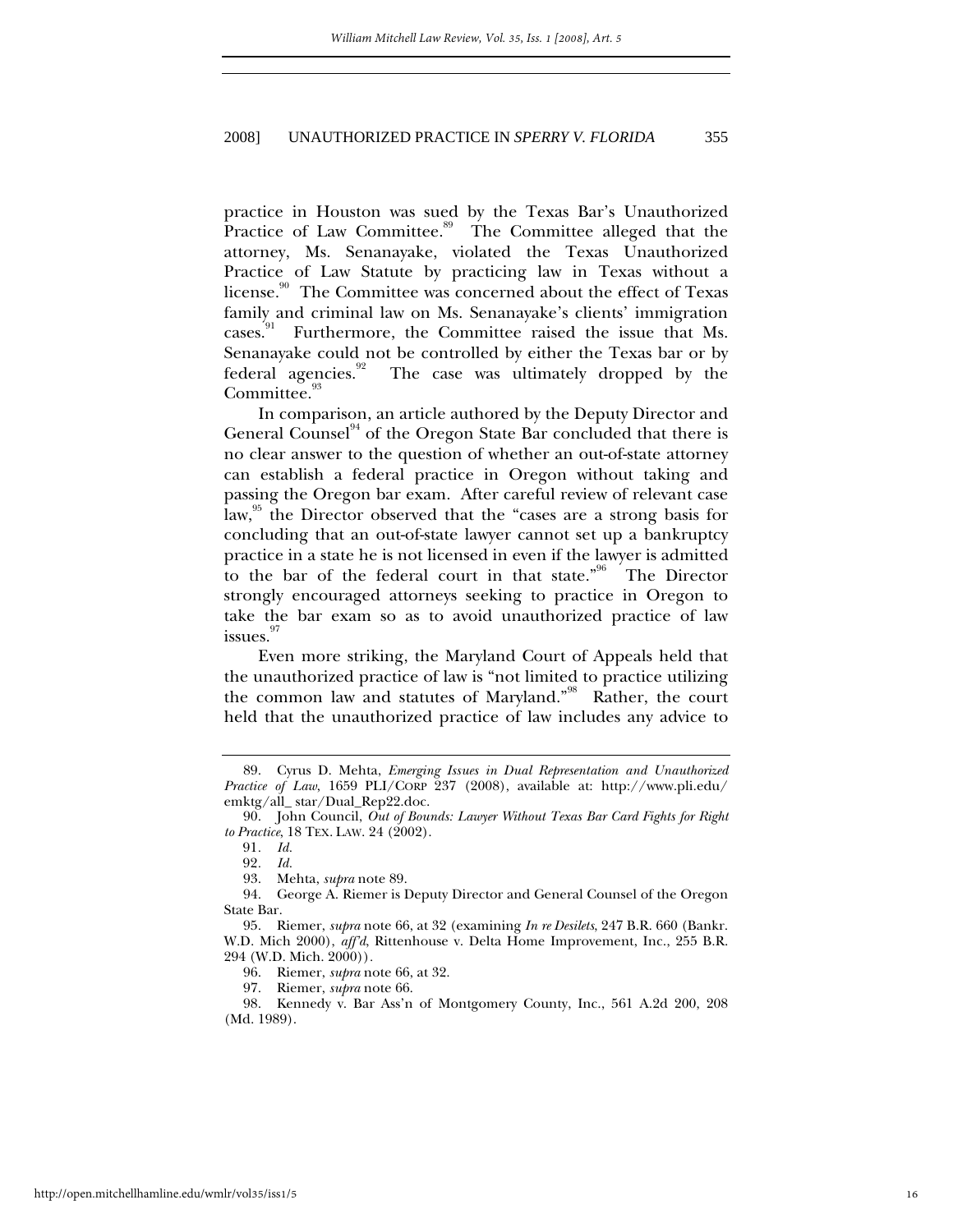practice in Houston was sued by the Texas Bar's Unauthorized Practice of Law Committee.[89] The Committee alleged that the attorney, Ms. Senanayake, violated the Texas Unauthorized Practice of Law Statute by practicing law in Texas without a license.[90] The Committee was concerned about the effect of Texas family and criminal law on Ms. Senanayake's clients' immigration cases.[91] Furthermore, the Committee raised the issue that Ms. Senanayake could not be controlled by either the Texas bar or by federal agencies.[92] The case was ultimately dropped by the Committee.[93]

In comparison, an article authored by the Deputy Director and General Counsel[94] of the Oregon State Bar concluded that there is no clear answer to the question of whether an out-of-state attorney can establish a federal practice in Oregon without taking and passing the Oregon bar exam. After careful review of relevant case law,[95] the Director observed that the "cases are a strong basis for concluding that an out-of-state lawyer cannot set up a bankruptcy practice in a state he is not licensed in even if the lawyer is admitted to the bar of the federal court in that state."[96] The Director strongly encouraged attorneys seeking to practice in Oregon to take the bar exam so as to avoid unauthorized practice of law issues.[97]

Even more striking, the Maryland Court of Appeals held that the unauthorized practice of law is "not limited to practice utilizing the common law and statutes of Maryland."[98] Rather, the court held that the unauthorized practice of law includes any advice to

---

89. Cyrus D. Mehta, *Emerging Issues in Dual Representation and Unauthorized Practice of Law*, 1659 PLI/CORP 237 (2008), available at: http://www.pli.edu/emktg/all_ star/Dual_Rep22.doc.

90. John Council, *Out of Bounds: Lawyer Without Texas Bar Card Fights for Right to Practice*, 18 TEX. LAW. 24 (2002).

91. *Id.*

92. *Id.*

93. Mehta, *supra* note 89.

94. George A. Riemer is Deputy Director and General Counsel of the Oregon State Bar.

95. Riemer, *supra* note 66, at 32 (examining *In re Desilets*, 247 B.R. 660 (Bankr. W.D. Mich 2000), *aff'd*, Rittenhouse v. Delta Home Improvement, Inc., 255 B.R. 294 (W.D. Mich. 2000)).

96. Riemer, *supra* note 66, at 32.

97. Riemer, *supra* note 66.

98. Kennedy v. Bar Ass'n of Montgomery County, Inc., 561 A.2d 200, 208 (Md. 1989).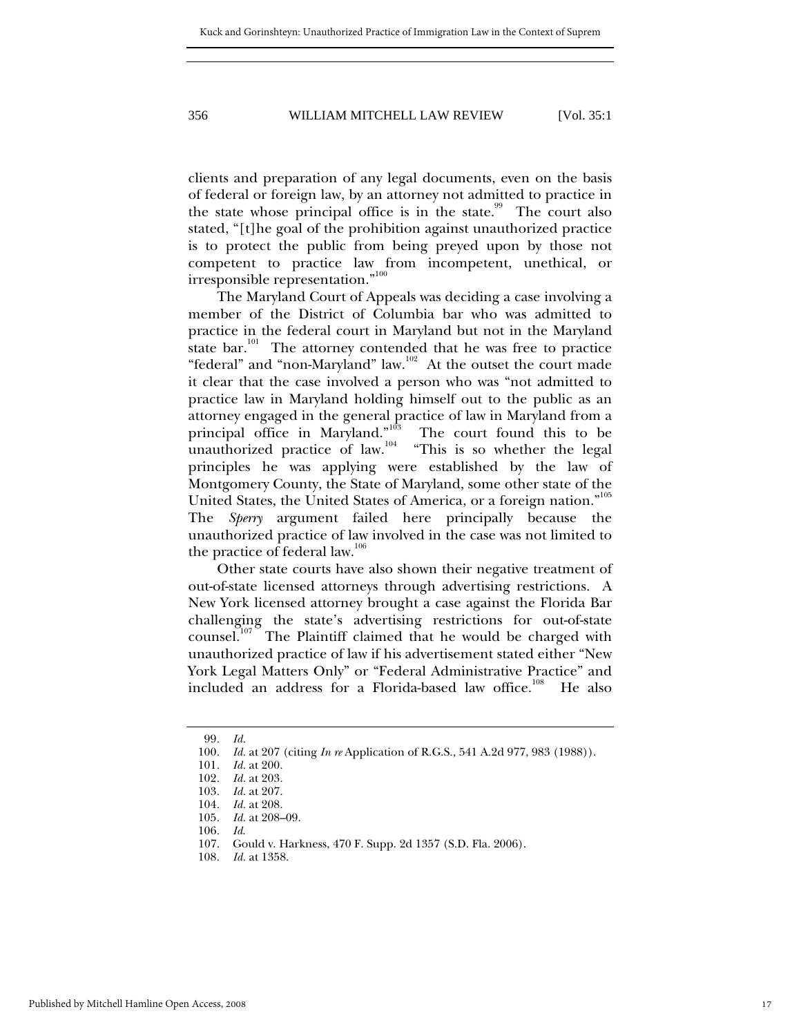clients and preparation of any legal documents, even on the basis of federal or foreign law, by an attorney not admitted to practice in the state whose principal office is in the state.[99] The court also stated, "[t]he goal of the prohibition against unauthorized practice is to protect the public from being preyed upon by those not competent to practice law from incompetent, unethical, or irresponsible representation."[100]

The Maryland Court of Appeals was deciding a case involving a member of the District of Columbia bar who was admitted to practice in the federal court in Maryland but not in the Maryland state bar.[101] The attorney contended that he was free to practice "federal" and "non-Maryland" law.[102] At the outset the court made it clear that the case involved a person who was "not admitted to practice law in Maryland holding himself out to the public as an attorney engaged in the general practice of law in Maryland from a principal office in Maryland."[103] The court found this to be unauthorized practice of law.[104] "This is so whether the legal principles he was applying were established by the law of Montgomery County, the State of Maryland, some other state of the United States, the United States of America, or a foreign nation."[105] The *Sperry* argument failed here principally because the unauthorized practice of law involved in the case was not limited to the practice of federal law.[106]

Other state courts have also shown their negative treatment of out-of-state licensed attorneys through advertising restrictions. A New York licensed attorney brought a case against the Florida Bar challenging the state's advertising restrictions for out-of-state counsel.[107] The Plaintiff claimed that he would be charged with unauthorized practice of law if his advertisement stated either "New York Legal Matters Only" or "Federal Administrative Practice" and included an address for a Florida-based law office.[108] He also

---

99. *Id.*
100. *Id.* at 207 (citing *In re* Application of R.G.S., 541 A.2d 977, 983 (1988)).
101. *Id.* at 200.
102. *Id.* at 203.
103. *Id.* at 207.
104. *Id.* at 208.
105. *Id.* at 208–09.
106. *Id.*
107. Gould v. Harkness, 470 F. Supp. 2d 1357 (S.D. Fla. 2006).
108. *Id.* at 1358.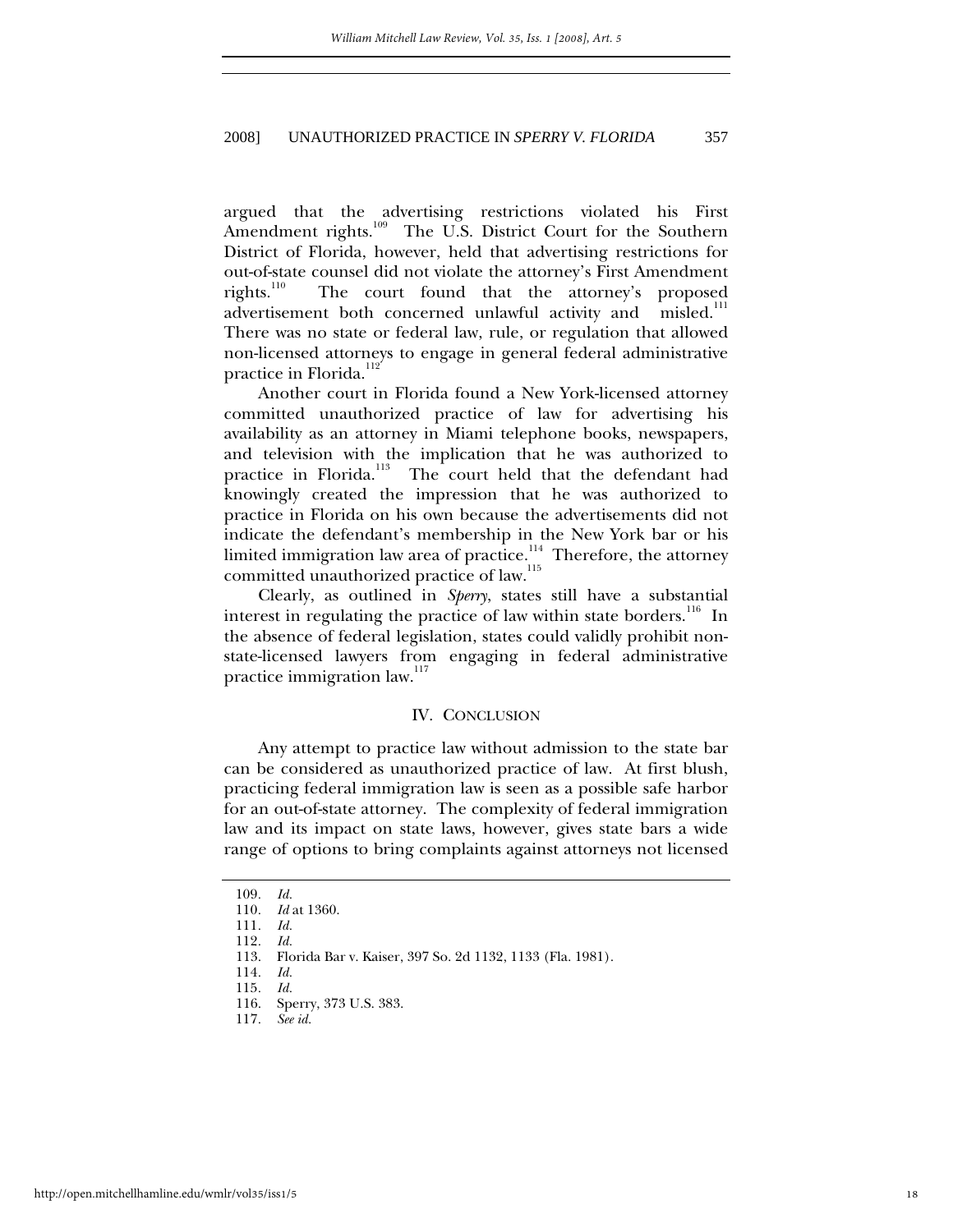argued that the advertising restrictions violated his First Amendment rights.[109] The U.S. District Court for the Southern District of Florida, however, held that advertising restrictions for out-of-state counsel did not violate the attorney's First Amendment rights.[110] The court found that the attorney's proposed advertisement both concerned unlawful activity and misled.[111] There was no state or federal law, rule, or regulation that allowed non-licensed attorneys to engage in general federal administrative practice in Florida.[112]

Another court in Florida found a New York-licensed attorney committed unauthorized practice of law for advertising his availability as an attorney in Miami telephone books, newspapers, and television with the implication that he was authorized to practice in Florida.[113] The court held that the defendant had knowingly created the impression that he was authorized to practice in Florida on his own because the advertisements did not indicate the defendant's membership in the New York bar or his limited immigration law area of practice.[114] Therefore, the attorney committed unauthorized practice of law.[115]

Clearly, as outlined in *Sperry*, states still have a substantial interest in regulating the practice of law within state borders.[116] In the absence of federal legislation, states could validly prohibit non-state-licensed lawyers from engaging in federal administrative practice immigration law.[117]

## IV. CONCLUSION

Any attempt to practice law without admission to the state bar can be considered as unauthorized practice of law. At first blush, practicing federal immigration law is seen as a possible safe harbor for an out-of-state attorney. The complexity of federal immigration law and its impact on state laws, however, gives state bars a wide range of options to bring complaints against attorneys not licensed

---

109. *Id.*
110. *Id* at 1360.
111. *Id.*
112. *Id.*
113. Florida Bar v. Kaiser, 397 So. 2d 1132, 1133 (Fla. 1981).
114. *Id.*
115. *Id.*
116. Sperry, 373 U.S. 383.
117. *See id.*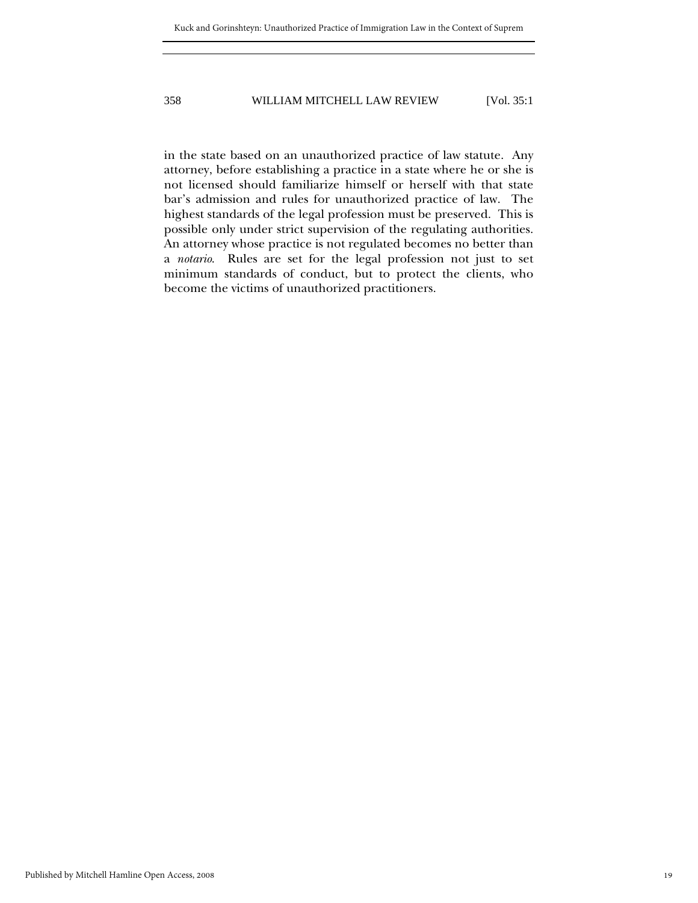in the state based on an unauthorized practice of law statute. Any attorney, before establishing a practice in a state where he or she is not licensed should familiarize himself or herself with that state bar's admission and rules for unauthorized practice of law. The highest standards of the legal profession must be preserved. This is possible only under strict supervision of the regulating authorities. An attorney whose practice is not regulated becomes no better than a *notario*. Rules are set for the legal profession not just to set minimum standards of conduct, but to protect the clients, who become the victims of unauthorized practitioners.